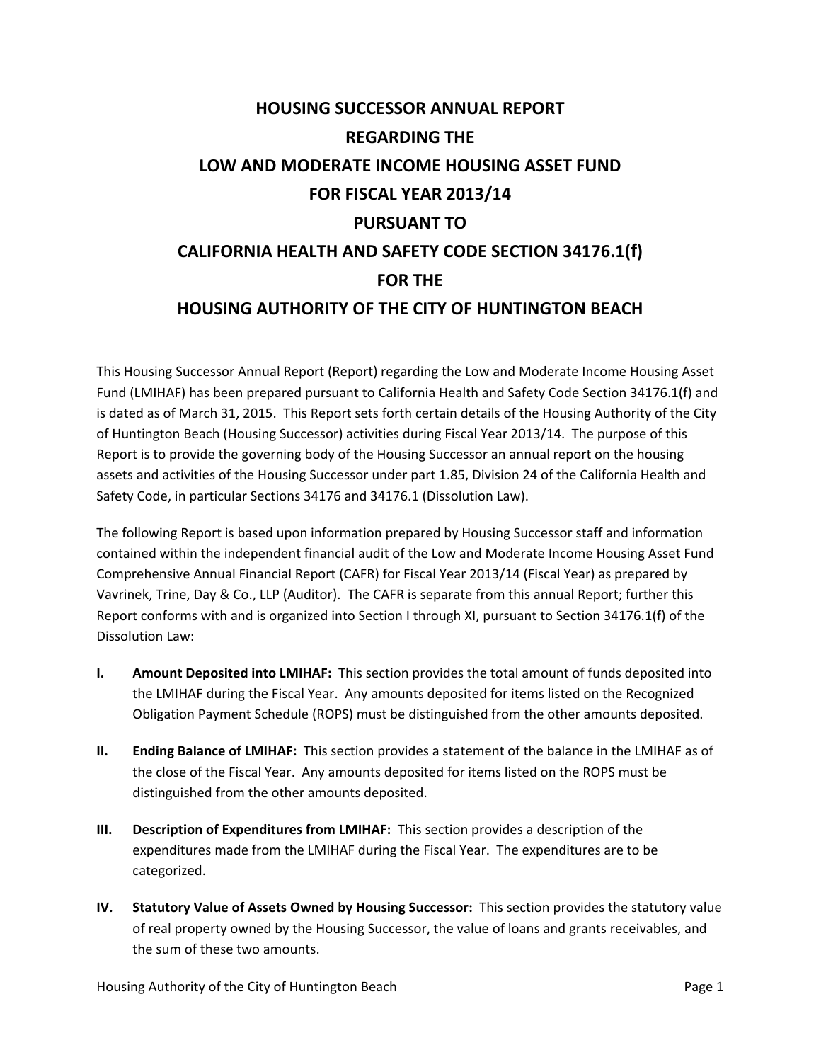# HOUSING SUCCESSOR ANNUAL REPORT REGARDING THE LOW AND MODERATE INCOME HOUSING ASSET FUND FOR FISCAL YEAR 2013/14 PURSUANT TO CALIFORNIA HEALTH AND SAFETY CODE SECTION 34176.1(f) FOR THE HOUSING AUTHORITY OF THE CITY OF HUNTINGTON BEACH

This Housing Successor Annual Report (Report) regarding the Low and Moderate Income Housing Asset Fund (LMIHAF) has been prepared pursuant to California Health and Safety Code Section 34176.1(f) and is dated as of March 31, 2015. This Report sets forth certain details of the Housing Authority of the City of Huntington Beach (Housing Successor) activities during Fiscal Year 2013/14. The purpose of this Report is to provide the governing body of the Housing Successor an annual report on the housing assets and activities of the Housing Successor under part 1.85, Division 24 of the California Health and Safety Code, in particular Sections 34176 and 34176.1 (Dissolution Law).

The following Report is based upon information prepared by Housing Successor staff and information contained within the independent financial audit of the Low and Moderate Income Housing Asset Fund Comprehensive Annual Financial Report (CAFR) for Fiscal Year 2013/14 (Fiscal Year) as prepared by Vavrinek, Trine, Day & Co., LLP (Auditor). The CAFR is separate from this annual Report; further this Report conforms with and is organized into Section I through XI, pursuant to Section 34176.1(f) of the Dissolution Law:

- **I. Amount Deposited into LMIHAF:** This section provides the total amount of funds deposited into the LMIHAF during the Fiscal Year. Any amounts deposited for items listed on the Recognized Obligation Payment Schedule (ROPS) must be distinguished from the other amounts deposited.

- **II. Ending Balance of LMIHAF:** This section provides a statement of the balance in the LMIHAF as of the close of the Fiscal Year. Any amounts deposited for items listed on the ROPS must be distinguished from the other amounts deposited.

- **III. Description of Expenditures from LMIHAF:** This section provides a description of the expenditures made from the LMIHAF during the Fiscal Year. The expenditures are to be categorized.

- **IV. Statutory Value of Assets Owned by Housing Successor:** This section provides the statutory value of real property owned by the Housing Successor, the value of loans and grants receivables, and the sum of these two amounts.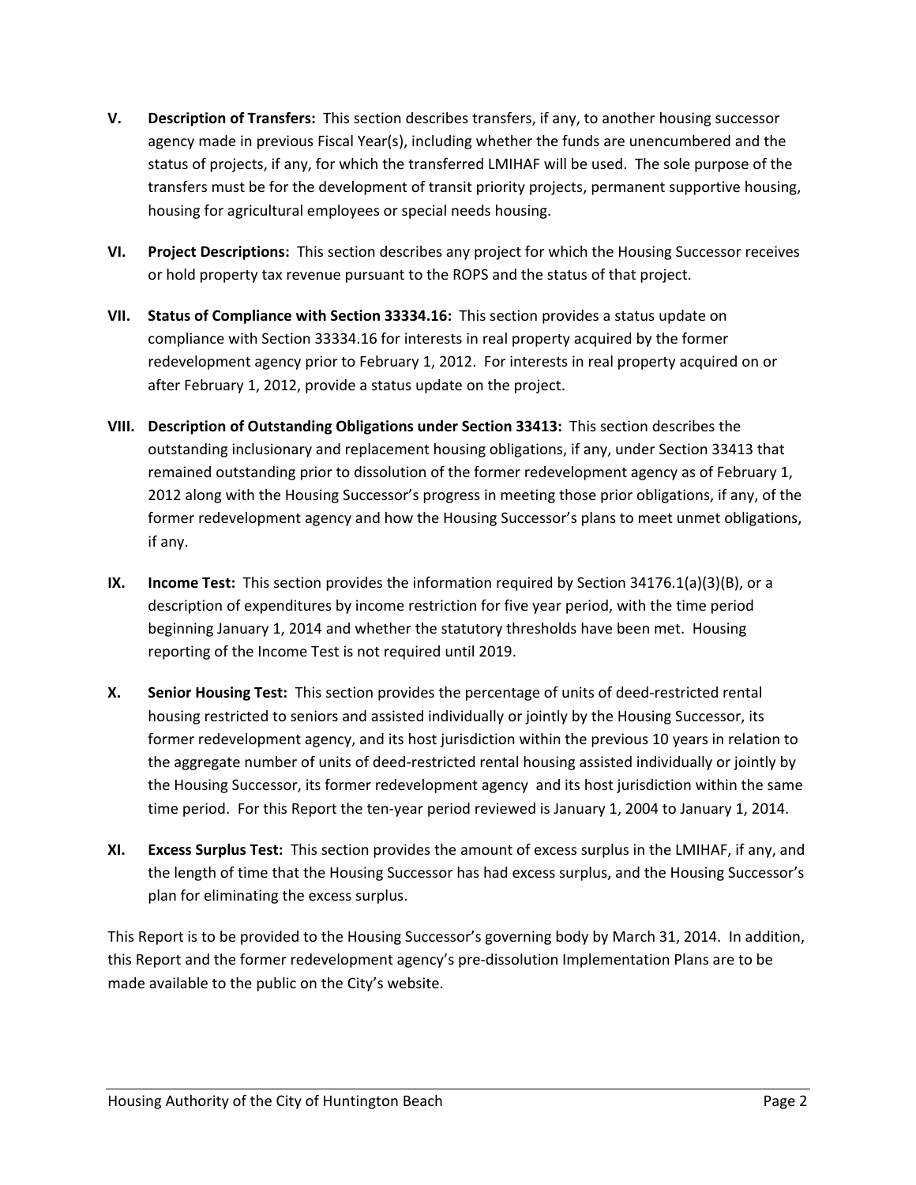**V. Description of Transfers:** This section describes transfers, if any, to another housing successor agency made in previous Fiscal Year(s), including whether the funds are unencumbered and the status of projects, if any, for which the transferred LMIHAF will be used. The sole purpose of the transfers must be for the development of transit priority projects, permanent supportive housing, housing for agricultural employees or special needs housing.

**VI. Project Descriptions:** This section describes any project for which the Housing Successor receives or hold property tax revenue pursuant to the ROPS and the status of that project.

**VII. Status of Compliance with Section 33334.16:** This section provides a status update on compliance with Section 33334.16 for interests in real property acquired by the former redevelopment agency prior to February 1, 2012. For interests in real property acquired on or after February 1, 2012, provide a status update on the project.

**VIII. Description of Outstanding Obligations under Section 33413:** This section describes the outstanding inclusionary and replacement housing obligations, if any, under Section 33413 that remained outstanding prior to dissolution of the former redevelopment agency as of February 1, 2012 along with the Housing Successor's progress in meeting those prior obligations, if any, of the former redevelopment agency and how the Housing Successor's plans to meet unmet obligations, if any.

**IX. Income Test:** This section provides the information required by Section 34176.1(a)(3)(B), or a description of expenditures by income restriction for five year period, with the time period beginning January 1, 2014 and whether the statutory thresholds have been met. Housing reporting of the Income Test is not required until 2019.

**X. Senior Housing Test:** This section provides the percentage of units of deed-restricted rental housing restricted to seniors and assisted individually or jointly by the Housing Successor, its former redevelopment agency, and its host jurisdiction within the previous 10 years in relation to the aggregate number of units of deed-restricted rental housing assisted individually or jointly by the Housing Successor, its former redevelopment agency and its host jurisdiction within the same time period. For this Report the ten-year period reviewed is January 1, 2004 to January 1, 2014.

**XI. Excess Surplus Test:** This section provides the amount of excess surplus in the LMIHAF, if any, and the length of time that the Housing Successor has had excess surplus, and the Housing Successor's plan for eliminating the excess surplus.

This Report is to be provided to the Housing Successor's governing body by March 31, 2014. In addition, this Report and the former redevelopment agency's pre-dissolution Implementation Plans are to be made available to the public on the City's website.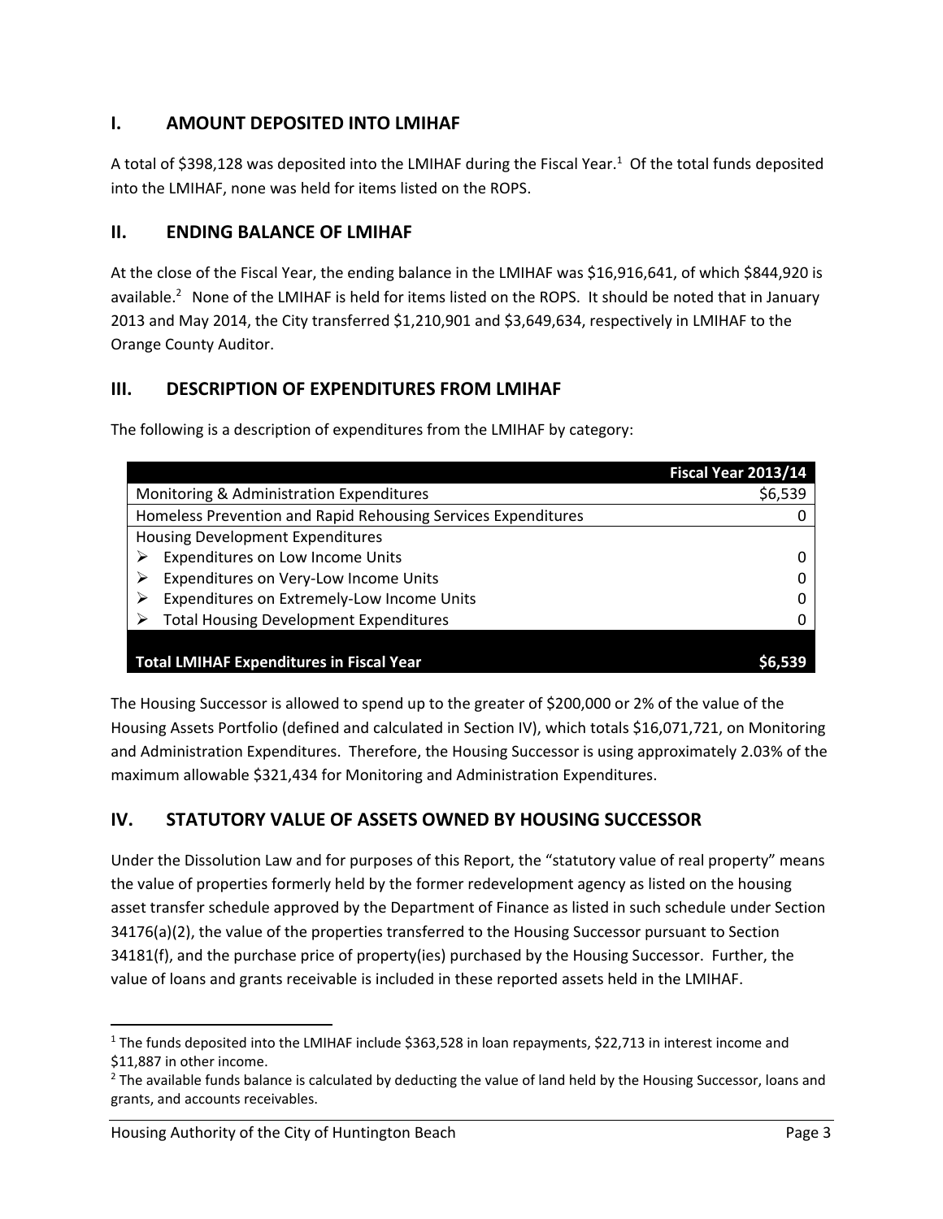## I. AMOUNT DEPOSITED INTO LMIHAF

A total of $398,128 was deposited into the LMIHAF during the Fiscal Year.[1] Of the total funds deposited into the LMIHAF, none was held for items listed on the ROPS.

## II. ENDING BALANCE OF LMIHAF

At the close of the Fiscal Year, the ending balance in the LMIHAF was $16,916,641, of which $844,920 is available.[2] None of the LMIHAF is held for items listed on the ROPS. It should be noted that in January 2013 and May 2014, the City transferred $1,210,901 and $3,649,634, respectively in LMIHAF to the Orange County Auditor.

## III. DESCRIPTION OF EXPENDITURES FROM LMIHAF

The following is a description of expenditures from the LMIHAF by category:

| | Fiscal Year 2013/14 |
|---|---|
| Monitoring & Administration Expenditures | $6,539 |
| Homeless Prevention and Rapid Rehousing Services Expenditures | 0 |
| Housing Development Expenditures | |
| ➢ Expenditures on Low Income Units | 0 |
| ➢ Expenditures on Very-Low Income Units | 0 |
| ➢ Expenditures on Extremely-Low Income Units | 0 |
| ➢ Total Housing Development Expenditures | 0 |
| **Total LMIHAF Expenditures in Fiscal Year** | **$6,539** |

The Housing Successor is allowed to spend up to the greater of $200,000 or 2% of the value of the Housing Assets Portfolio (defined and calculated in Section IV), which totals $16,071,721, on Monitoring and Administration Expenditures. Therefore, the Housing Successor is using approximately 2.03% of the maximum allowable $321,434 for Monitoring and Administration Expenditures.

## IV. STATUTORY VALUE OF ASSETS OWNED BY HOUSING SUCCESSOR

Under the Dissolution Law and for purposes of this Report, the "statutory value of real property" means the value of properties formerly held by the former redevelopment agency as listed on the housing asset transfer schedule approved by the Department of Finance as listed in such schedule under Section 34176(a)(2), the value of the properties transferred to the Housing Successor pursuant to Section 34181(f), and the purchase price of property(ies) purchased by the Housing Successor. Further, the value of loans and grants receivable is included in these reported assets held in the LMIHAF.

---

[1] The funds deposited into the LMIHAF include $363,528 in loan repayments, $22,713 in interest income and $11,887 in other income.

[2] The available funds balance is calculated by deducting the value of land held by the Housing Successor, loans and grants, and accounts receivables.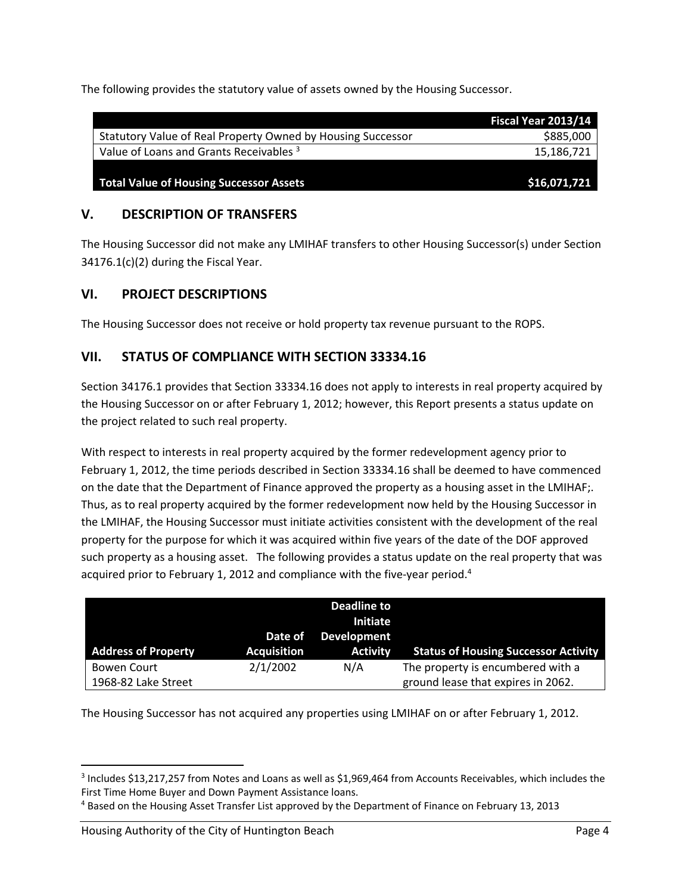The following provides the statutory value of assets owned by the Housing Successor.

| | Fiscal Year 2013/14 |
|---|---:|
| Statutory Value of Real Property Owned by Housing Successor | $885,000 |
| Value of Loans and Grants Receivables [3] | 15,186,721 |
| **Total Value of Housing Successor Assets** | **$16,071,721** |

## V. DESCRIPTION OF TRANSFERS

The Housing Successor did not make any LMIHAF transfers to other Housing Successor(s) under Section 34176.1(c)(2) during the Fiscal Year.

## VI. PROJECT DESCRIPTIONS

The Housing Successor does not receive or hold property tax revenue pursuant to the ROPS.

## VII. STATUS OF COMPLIANCE WITH SECTION 33334.16

Section 34176.1 provides that Section 33334.16 does not apply to interests in real property acquired by the Housing Successor on or after February 1, 2012; however, this Report presents a status update on the project related to such real property.

With respect to interests in real property acquired by the former redevelopment agency prior to February 1, 2012, the time periods described in Section 33334.16 shall be deemed to have commenced on the date that the Department of Finance approved the property as a housing asset in the LMIHAF;. Thus, as to real property acquired by the former redevelopment now held by the Housing Successor in the LMIHAF, the Housing Successor must initiate activities consistent with the development of the real property for the purpose for which it was acquired within five years of the date of the DOF approved such property as a housing asset. The following provides a status update on the real property that was acquired prior to February 1, 2012 and compliance with the five-year period.[4]

| Address of Property | Date of Acquisition | Deadline to Initiate Development Activity | Status of Housing Successor Activity |
|---|---|---|---|
| Bowen Court<br>1968-82 Lake Street | 2/1/2002 | N/A | The property is encumbered with a ground lease that expires in 2062. |

The Housing Successor has not acquired any properties using LMIHAF on or after February 1, 2012.

---

[3] Includes $13,217,257 from Notes and Loans as well as $1,969,464 from Accounts Receivables, which includes the First Time Home Buyer and Down Payment Assistance loans.

[4] Based on the Housing Asset Transfer List approved by the Department of Finance on February 13, 2013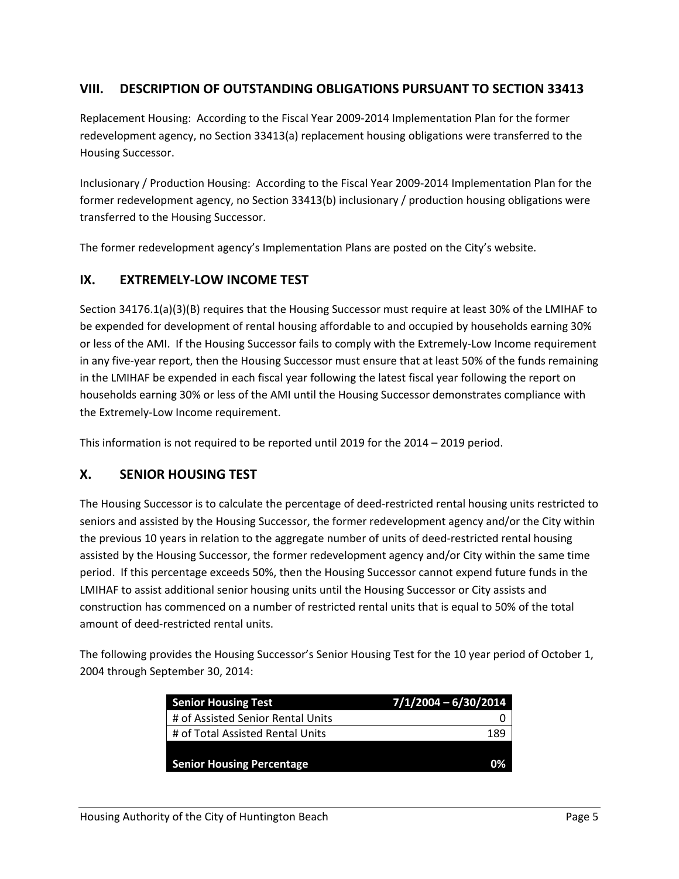## VIII. DESCRIPTION OF OUTSTANDING OBLIGATIONS PURSUANT TO SECTION 33413

Replacement Housing: According to the Fiscal Year 2009-2014 Implementation Plan for the former redevelopment agency, no Section 33413(a) replacement housing obligations were transferred to the Housing Successor.

Inclusionary / Production Housing: According to the Fiscal Year 2009-2014 Implementation Plan for the former redevelopment agency, no Section 33413(b) inclusionary / production housing obligations were transferred to the Housing Successor.

The former redevelopment agency's Implementation Plans are posted on the City's website.

## IX. EXTREMELY-LOW INCOME TEST

Section 34176.1(a)(3)(B) requires that the Housing Successor must require at least 30% of the LMIHAF to be expended for development of rental housing affordable to and occupied by households earning 30% or less of the AMI. If the Housing Successor fails to comply with the Extremely-Low Income requirement in any five-year report, then the Housing Successor must ensure that at least 50% of the funds remaining in the LMIHAF be expended in each fiscal year following the latest fiscal year following the report on households earning 30% or less of the AMI until the Housing Successor demonstrates compliance with the Extremely-Low Income requirement.

This information is not required to be reported until 2019 for the 2014 – 2019 period.

## X. SENIOR HOUSING TEST

The Housing Successor is to calculate the percentage of deed-restricted rental housing units restricted to seniors and assisted by the Housing Successor, the former redevelopment agency and/or the City within the previous 10 years in relation to the aggregate number of units of deed-restricted rental housing assisted by the Housing Successor, the former redevelopment agency and/or City within the same time period. If this percentage exceeds 50%, then the Housing Successor cannot expend future funds in the LMIHAF to assist additional senior housing units until the Housing Successor or City assists and construction has commenced on a number of restricted rental units that is equal to 50% of the total amount of deed-restricted rental units.

The following provides the Housing Successor's Senior Housing Test for the 10 year period of October 1, 2004 through September 30, 2014:

| Senior Housing Test | 7/1/2004 – 6/30/2014 |
|---|---|
| # of Assisted Senior Rental Units | 0 |
| # of Total Assisted Rental Units | 189 |
| **Senior Housing Percentage** | **0%** |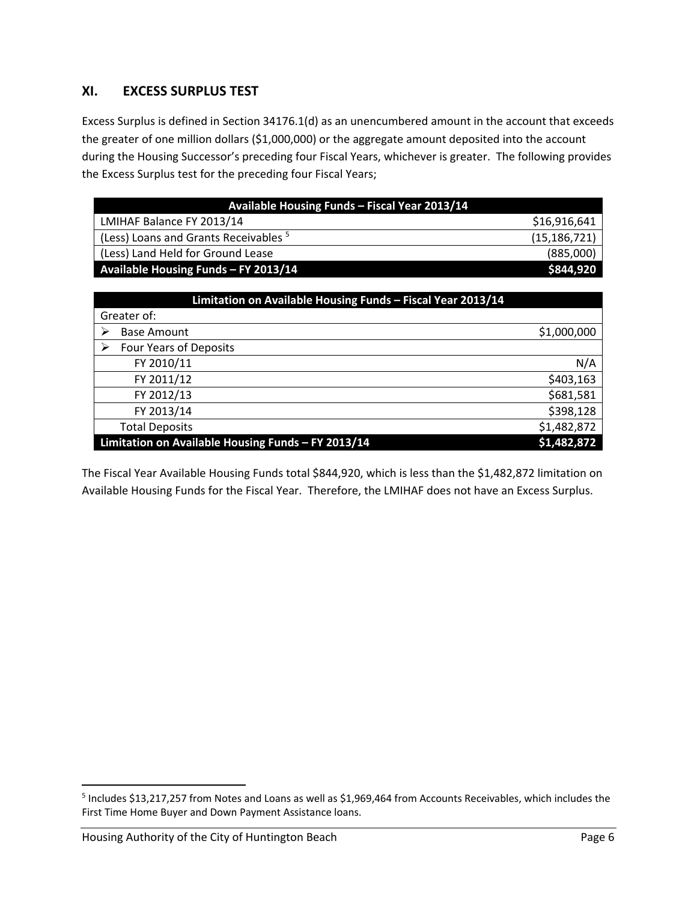## XI. EXCESS SURPLUS TEST

Excess Surplus is defined in Section 34176.1(d) as an unencumbered amount in the account that exceeds the greater of one million dollars ($1,000,000) or the aggregate amount deposited into the account during the Housing Successor's preceding four Fiscal Years, whichever is greater. The following provides the Excess Surplus test for the preceding four Fiscal Years;

| Available Housing Funds – Fiscal Year 2013/14 | |
|---|---|
| LMIHAF Balance FY 2013/14 | $16,916,641 |
| (Less) Loans and Grants Receivables [5] | (15,186,721) |
| (Less) Land Held for Ground Lease | (885,000) |
| **Available Housing Funds – FY 2013/14** | **$844,920** |

| Limitation on Available Housing Funds – Fiscal Year 2013/14 | |
|---|---|
| Greater of: | |
| ➢ Base Amount | $1,000,000 |
| ➢ Four Years of Deposits | |
| FY 2010/11 | N/A |
| FY 2011/12 | $403,163 |
| FY 2012/13 | $681,581 |
| FY 2013/14 | $398,128 |
| Total Deposits | $1,482,872 |
| **Limitation on Available Housing Funds – FY 2013/14** | **$1,482,872** |

The Fiscal Year Available Housing Funds total $844,920, which is less than the $1,482,872 limitation on Available Housing Funds for the Fiscal Year. Therefore, the LMIHAF does not have an Excess Surplus.

[5] Includes $13,217,257 from Notes and Loans as well as $1,969,464 from Accounts Receivables, which includes the First Time Home Buyer and Down Payment Assistance loans.